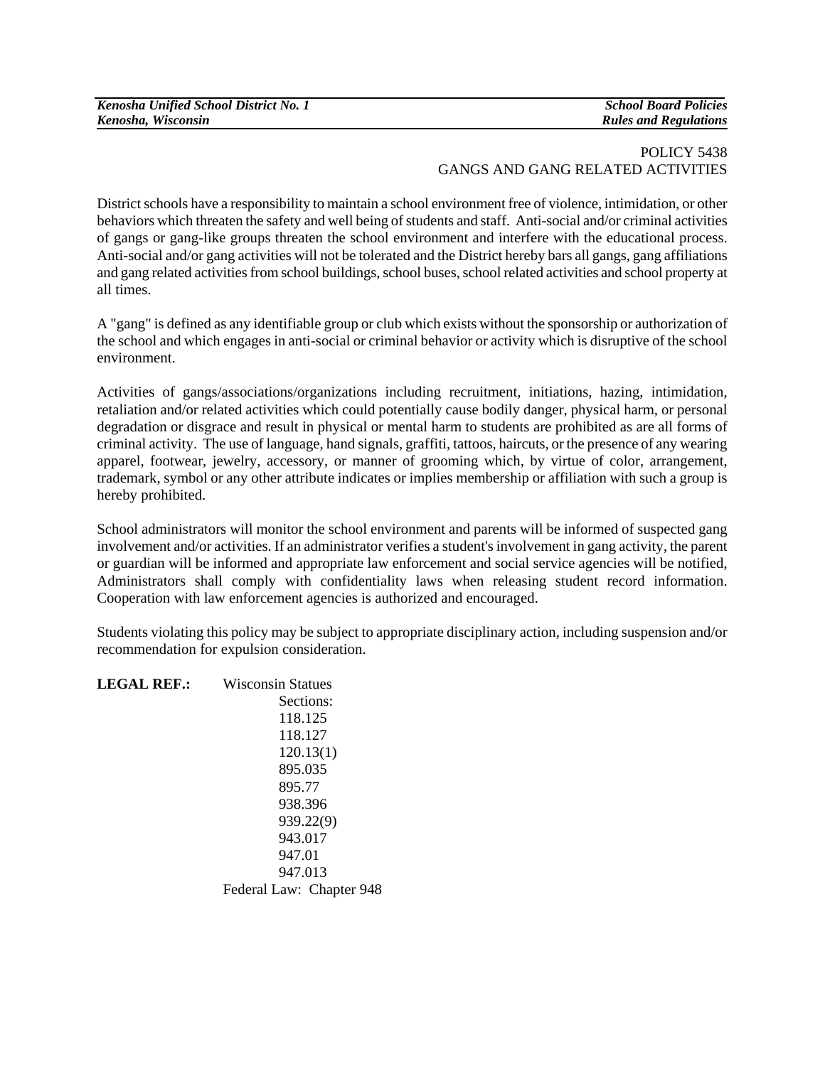# POLICY 5438
## GANGS AND GANG RELATED ACTIVITIES

District schools have a responsibility to maintain a school environment free of violence, intimidation, or other behaviors which threaten the safety and well being of students and staff. Anti-social and/or criminal activities of gangs or gang-like groups threaten the school environment and interfere with the educational process. Anti-social and/or gang activities will not be tolerated and the District hereby bars all gangs, gang affiliations and gang related activities from school buildings, school buses, school related activities and school property at all times.

A "gang" is defined as any identifiable group or club which exists without the sponsorship or authorization of the school and which engages in anti-social or criminal behavior or activity which is disruptive of the school environment.

Activities of gangs/associations/organizations including recruitment, initiations, hazing, intimidation, retaliation and/or related activities which could potentially cause bodily danger, physical harm, or personal degradation or disgrace and result in physical or mental harm to students are prohibited as are all forms of criminal activity. The use of language, hand signals, graffiti, tattoos, haircuts, or the presence of any wearing apparel, footwear, jewelry, accessory, or manner of grooming which, by virtue of color, arrangement, trademark, symbol or any other attribute indicates or implies membership or affiliation with such a group is hereby prohibited.

School administrators will monitor the school environment and parents will be informed of suspected gang involvement and/or activities. If an administrator verifies a student's involvement in gang activity, the parent or guardian will be informed and appropriate law enforcement and social service agencies will be notified, Administrators shall comply with confidentiality laws when releasing student record information. Cooperation with law enforcement agencies is authorized and encouraged.

Students violating this policy may be subject to appropriate disciplinary action, including suspension and/or recommendation for expulsion consideration.

**LEGAL REF.:** Wisconsin Statues
Sections:
118.125
118.127
120.13(1)
895.035
895.77
938.396
939.22(9)
943.017
947.01
947.013
Federal Law: Chapter 948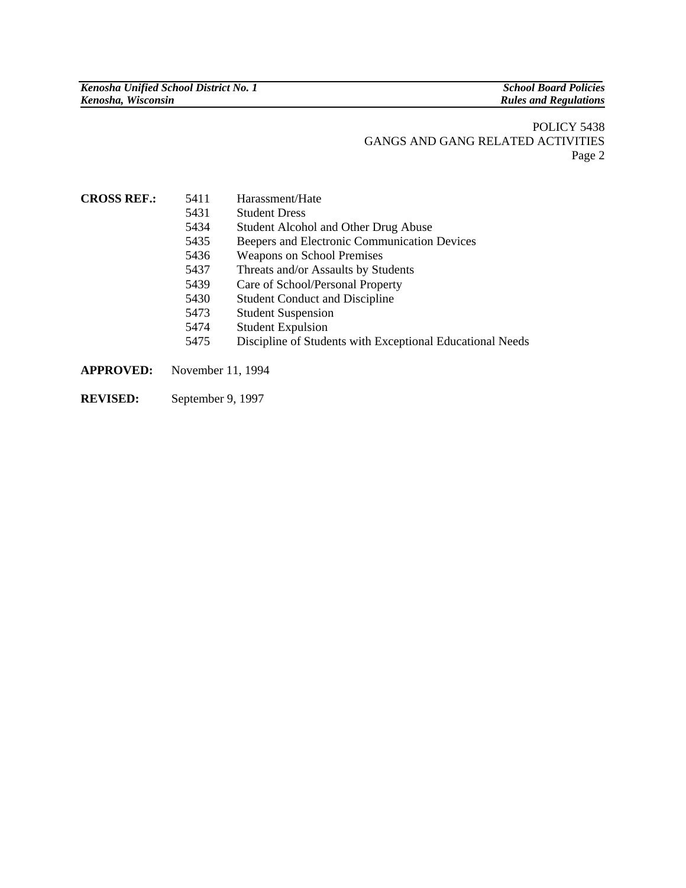**CROSS REF.:**

| | |
|---|---|
| 5411 | Harassment/Hate |
| 5431 | Student Dress |
| 5434 | Student Alcohol and Other Drug Abuse |
| 5435 | Beepers and Electronic Communication Devices |
| 5436 | Weapons on School Premises |
| 5437 | Threats and/or Assaults by Students |
| 5439 | Care of School/Personal Property |
| 5430 | Student Conduct and Discipline |
| 5473 | Student Suspension |
| 5474 | Student Expulsion |
| 5475 | Discipline of Students with Exceptional Educational Needs |

**APPROVED:** November 11, 1994

**REVISED:** September 9, 1997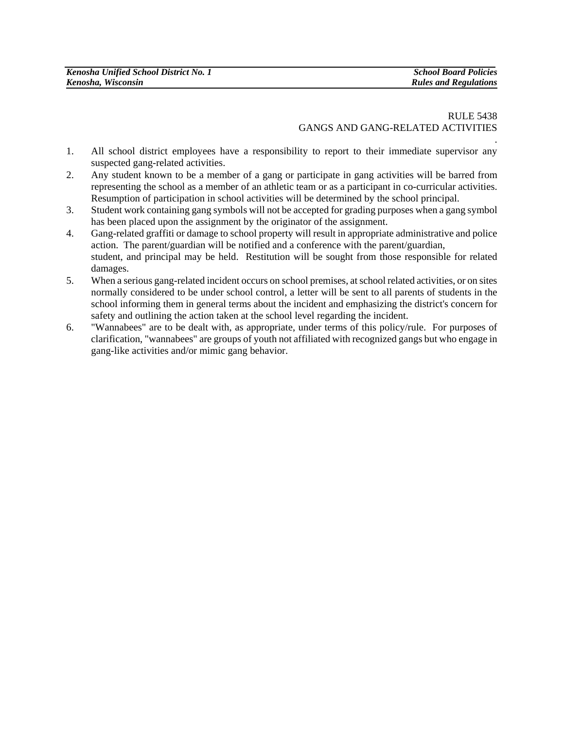RULE 5438
GANGS AND GANG-RELATED ACTIVITIES

1. All school district employees have a responsibility to report to their immediate supervisor any suspected gang-related activities.
2. Any student known to be a member of a gang or participate in gang activities will be barred from representing the school as a member of an athletic team or as a participant in co-curricular activities. Resumption of participation in school activities will be determined by the school principal.
3. Student work containing gang symbols will not be accepted for grading purposes when a gang symbol has been placed upon the assignment by the originator of the assignment.
4. Gang-related graffiti or damage to school property will result in appropriate administrative and police action. The parent/guardian will be notified and a conference with the parent/guardian, student, and principal may be held. Restitution will be sought from those responsible for related damages.
5. When a serious gang-related incident occurs on school premises, at school related activities, or on sites normally considered to be under school control, a letter will be sent to all parents of students in the school informing them in general terms about the incident and emphasizing the district's concern for safety and outlining the action taken at the school level regarding the incident.
6. "Wannabees" are to be dealt with, as appropriate, under terms of this policy/rule. For purposes of clarification, "wannabees" are groups of youth not affiliated with recognized gangs but who engage in gang-like activities and/or mimic gang behavior.